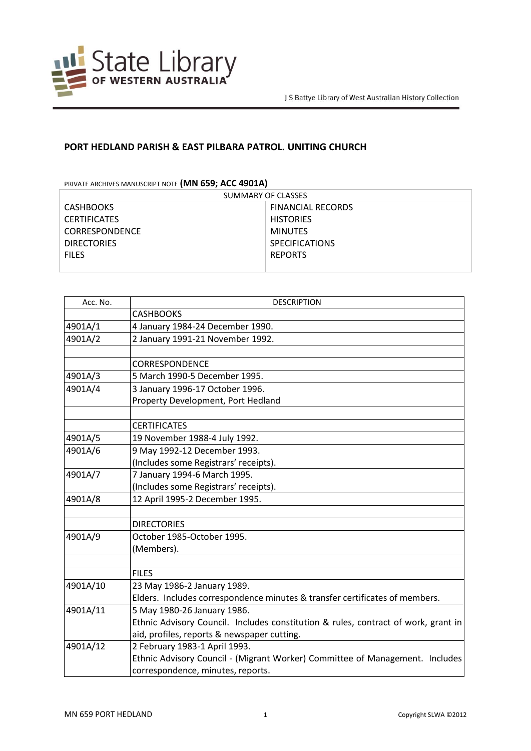# PORT HEDLAND PARISH & EAST PILBARA PATROL. UNITING CHURCH

PRIVATE ARCHIVES MANUSCRIPT NOTE **(MN 659; ACC 4901A)**

| SUMMARY OF CLASSES | |
|---|---|
| CASHBOOKS | FINANCIAL RECORDS |
| CERTIFICATES | HISTORIES |
| CORRESPONDENCE | MINUTES |
| DIRECTORIES | SPECIFICATIONS |
| FILES | REPORTS |

| Acc. No. | DESCRIPTION |
|---|---|
| | CASHBOOKS |
| 4901A/1 | 4 January 1984-24 December 1990. |
| 4901A/2 | 2 January 1991-21 November 1992. |
| | |
| | CORRESPONDENCE |
| 4901A/3 | 5 March 1990-5 December 1995. |
| 4901A/4 | 3 January 1996-17 October 1996.<br>Property Development, Port Hedland |
| | |
| | CERTIFICATES |
| 4901A/5 | 19 November 1988-4 July 1992. |
| 4901A/6 | 9 May 1992-12 December 1993.<br>(Includes some Registrars' receipts). |
| 4901A/7 | 7 January 1994-6 March 1995.<br>(Includes some Registrars' receipts). |
| 4901A/8 | 12 April 1995-2 December 1995. |
| | |
| | DIRECTORIES |
| 4901A/9 | October 1985-October 1995.<br>(Members). |
| | |
| | FILES |
| 4901A/10 | 23 May 1986-2 January 1989.<br>Elders. Includes correspondence minutes & transfer certificates of members. |
| 4901A/11 | 5 May 1980-26 January 1986.<br>Ethnic Advisory Council. Includes constitution & rules, contract of work, grant in aid, profiles, reports & newspaper cutting. |
| 4901A/12 | 2 February 1983-1 April 1993.<br>Ethnic Advisory Council - (Migrant Worker) Committee of Management. Includes correspondence, minutes, reports. |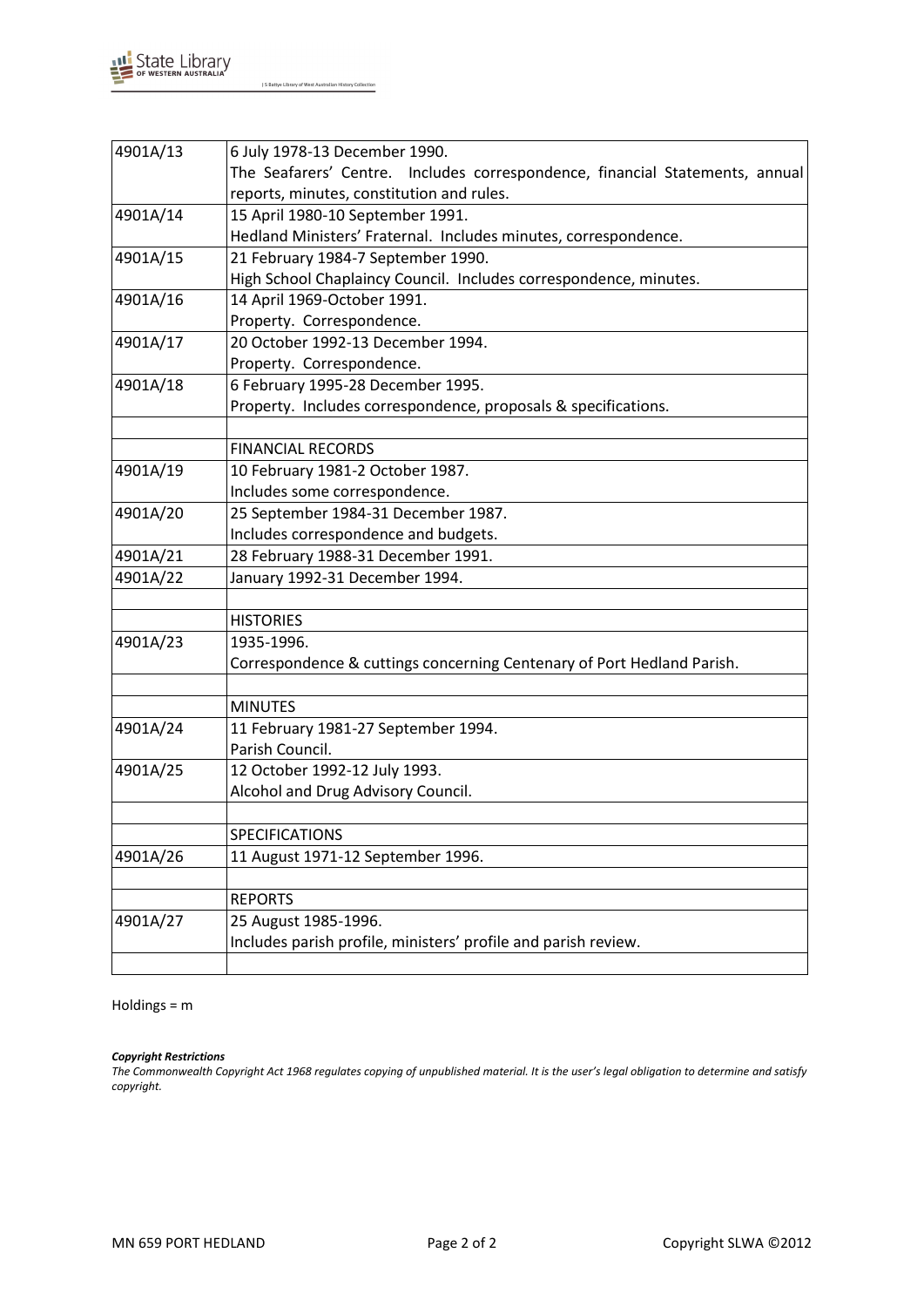| | |
|---|---|
| 4901A/13 | 6 July 1978-13 December 1990.<br>The Seafarers' Centre. Includes correspondence, financial Statements, annual reports, minutes, constitution and rules. |
| 4901A/14 | 15 April 1980-10 September 1991.<br>Hedland Ministers' Fraternal. Includes minutes, correspondence. |
| 4901A/15 | 21 February 1984-7 September 1990.<br>High School Chaplaincy Council. Includes correspondence, minutes. |
| 4901A/16 | 14 April 1969-October 1991.<br>Property. Correspondence. |
| 4901A/17 | 20 October 1992-13 December 1994.<br>Property. Correspondence. |
| 4901A/18 | 6 February 1995-28 December 1995.<br>Property. Includes correspondence, proposals & specifications. |
| | |
| | FINANCIAL RECORDS |
| 4901A/19 | 10 February 1981-2 October 1987.<br>Includes some correspondence. |
| 4901A/20 | 25 September 1984-31 December 1987.<br>Includes correspondence and budgets. |
| 4901A/21 | 28 February 1988-31 December 1991. |
| 4901A/22 | January 1992-31 December 1994. |
| | |
| | HISTORIES |
| 4901A/23 | 1935-1996.<br>Correspondence & cuttings concerning Centenary of Port Hedland Parish. |
| | |
| | MINUTES |
| 4901A/24 | 11 February 1981-27 September 1994.<br>Parish Council. |
| 4901A/25 | 12 October 1992-12 July 1993.<br>Alcohol and Drug Advisory Council. |
| | |
| | SPECIFICATIONS |
| 4901A/26 | 11 August 1971-12 September 1996. |
| | |
| | REPORTS |
| 4901A/27 | 25 August 1985-1996.<br>Includes parish profile, ministers' profile and parish review. |
| | |

Holdings = m

***Copyright Restrictions***
*The Commonwealth Copyright Act 1968 regulates copying of unpublished material. It is the user's legal obligation to determine and satisfy copyright.*